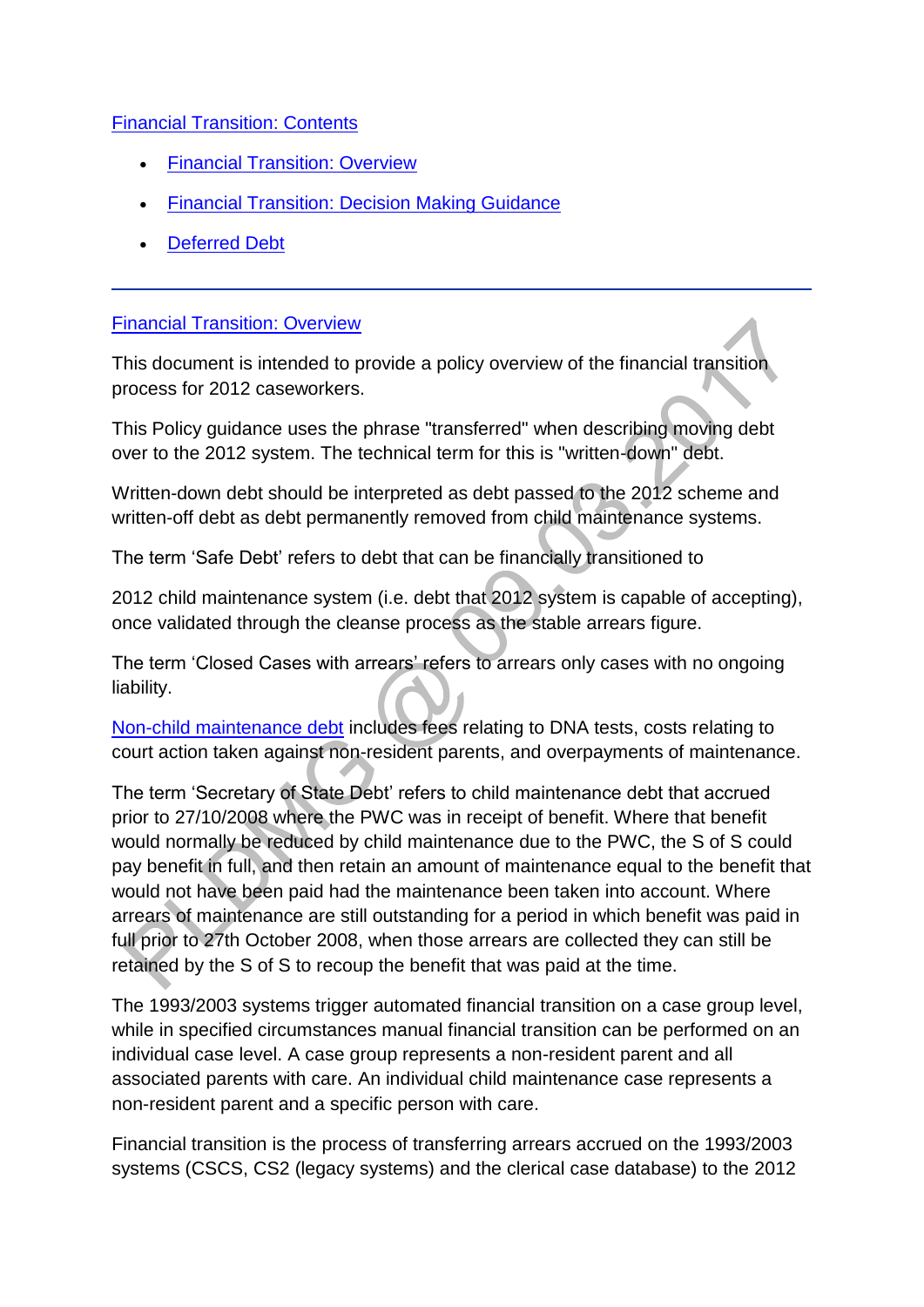[Financial Transition: Contents](#)

- [Financial Transition: Overview](#)
- [Financial Transition: Decision Making Guidance](#)
- [Deferred Debt](#)

---

## [Financial Transition: Overview](#)

This document is intended to provide a policy overview of the financial transition process for 2012 caseworkers.

This Policy guidance uses the phrase "transferred" when describing moving debt over to the 2012 system. The technical term for this is "written-down" debt.

Written-down debt should be interpreted as debt passed to the 2012 scheme and written-off debt as debt permanently removed from child maintenance systems.

The term 'Safe Debt' refers to debt that can be financially transitioned to

2012 child maintenance system (i.e. debt that 2012 system is capable of accepting), once validated through the cleanse process as the stable arrears figure.

The term 'Closed Cases with arrears' refers to arrears only cases with no ongoing liability.

[Non-child maintenance debt](#) includes fees relating to DNA tests, costs relating to court action taken against non-resident parents, and overpayments of maintenance.

The term 'Secretary of State Debt' refers to child maintenance debt that accrued prior to 27/10/2008 where the PWC was in receipt of benefit. Where that benefit would normally be reduced by child maintenance due to the PWC, the S of S could pay benefit in full, and then retain an amount of maintenance equal to the benefit that would not have been paid had the maintenance been taken into account. Where arrears of maintenance are still outstanding for a period in which benefit was paid in full prior to 27th October 2008, when those arrears are collected they can still be retained by the S of S to recoup the benefit that was paid at the time.

The 1993/2003 systems trigger automated financial transition on a case group level, while in specified circumstances manual financial transition can be performed on an individual case level. A case group represents a non-resident parent and all associated parents with care. An individual child maintenance case represents a non-resident parent and a specific person with care.

Financial transition is the process of transferring arrears accrued on the 1993/2003 systems (CSCS, CS2 (legacy systems) and the clerical case database) to the 2012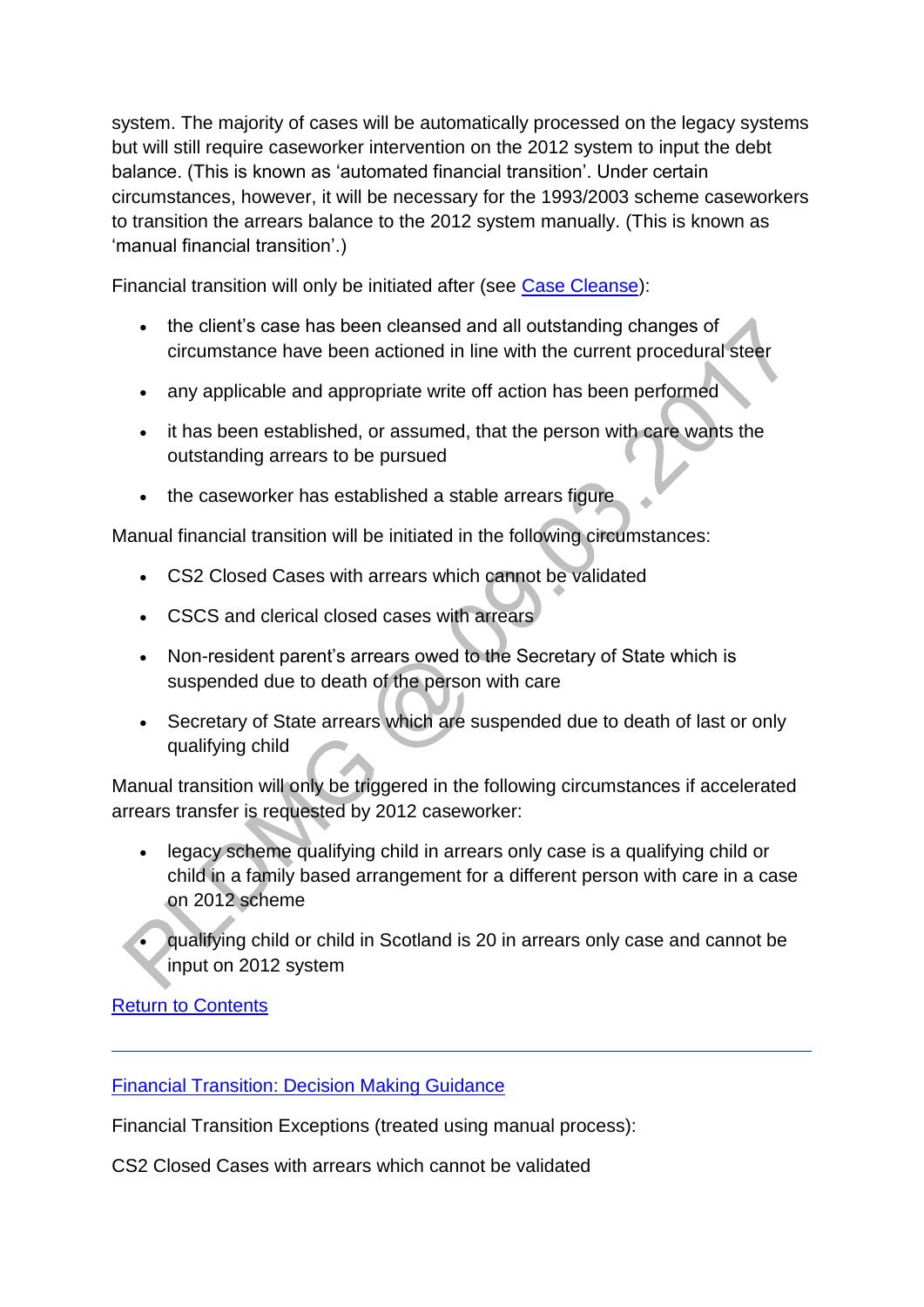system. The majority of cases will be automatically processed on the legacy systems but will still require caseworker intervention on the 2012 system to input the debt balance. (This is known as 'automated financial transition'. Under certain circumstances, however, it will be necessary for the 1993/2003 scheme caseworkers to transition the arrears balance to the 2012 system manually. (This is known as 'manual financial transition'.)

Financial transition will only be initiated after (see Case Cleanse):

- the client's case has been cleansed and all outstanding changes of circumstance have been actioned in line with the current procedural steer
- any applicable and appropriate write off action has been performed
- it has been established, or assumed, that the person with care wants the outstanding arrears to be pursued
- the caseworker has established a stable arrears figure

Manual financial transition will be initiated in the following circumstances:

- CS2 Closed Cases with arrears which cannot be validated
- CSCS and clerical closed cases with arrears
- Non-resident parent's arrears owed to the Secretary of State which is suspended due to death of the person with care
- Secretary of State arrears which are suspended due to death of last or only qualifying child

Manual transition will only be triggered in the following circumstances if accelerated arrears transfer is requested by 2012 caseworker:

- legacy scheme qualifying child in arrears only case is a qualifying child or child in a family based arrangement for a different person with care in a case on 2012 scheme
- qualifying child or child in Scotland is 20 in arrears only case and cannot be input on 2012 system

Return to Contents

---

Financial Transition: Decision Making Guidance

Financial Transition Exceptions (treated using manual process):

CS2 Closed Cases with arrears which cannot be validated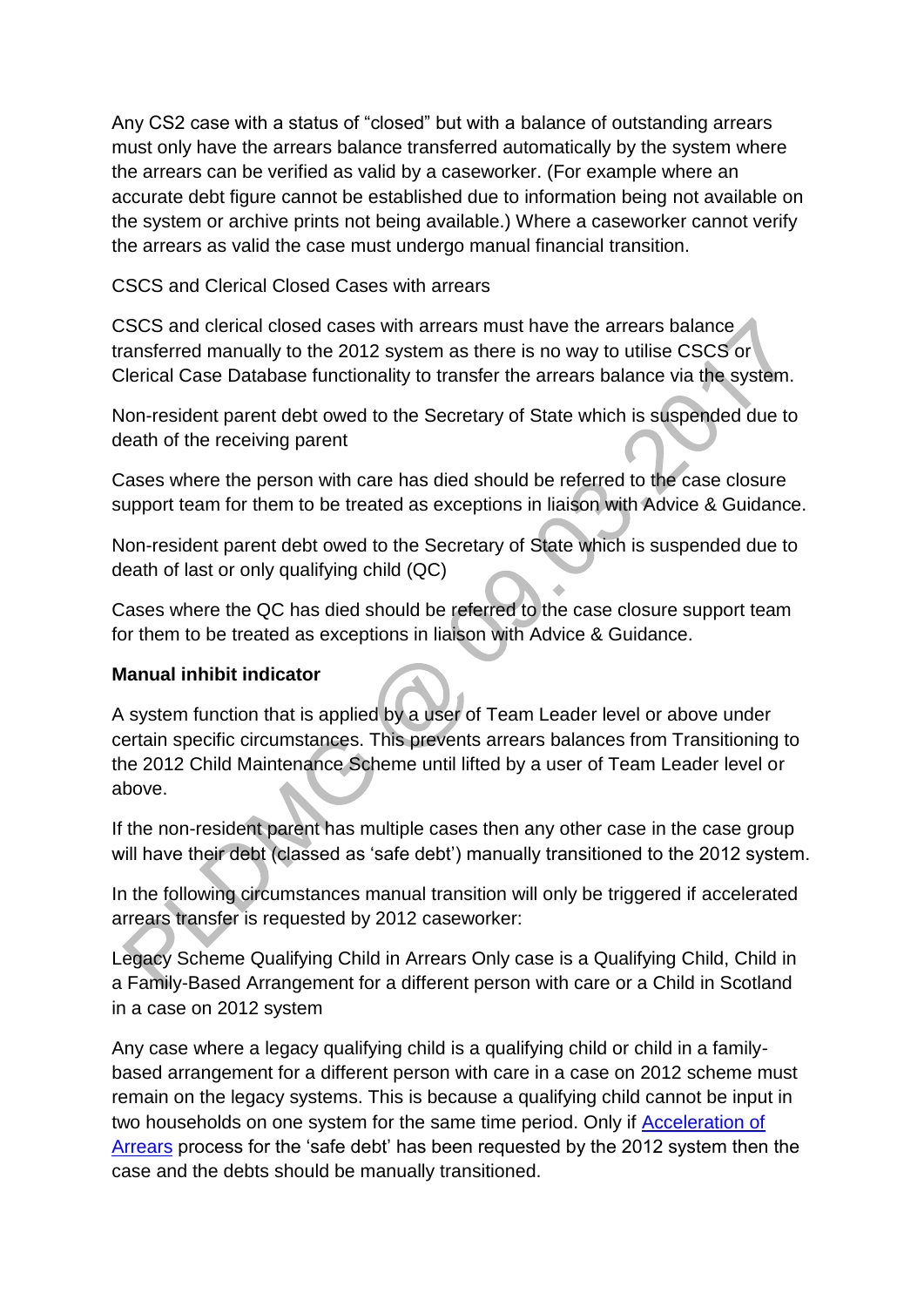Any CS2 case with a status of “closed” but with a balance of outstanding arrears must only have the arrears balance transferred automatically by the system where the arrears can be verified as valid by a caseworker. (For example where an accurate debt figure cannot be established due to information being not available on the system or archive prints not being available.) Where a caseworker cannot verify the arrears as valid the case must undergo manual financial transition.

CSCS and Clerical Closed Cases with arrears

CSCS and clerical closed cases with arrears must have the arrears balance transferred manually to the 2012 system as there is no way to utilise CSCS or Clerical Case Database functionality to transfer the arrears balance via the system.

Non-resident parent debt owed to the Secretary of State which is suspended due to death of the receiving parent

Cases where the person with care has died should be referred to the case closure support team for them to be treated as exceptions in liaison with Advice & Guidance.

Non-resident parent debt owed to the Secretary of State which is suspended due to death of last or only qualifying child (QC)

Cases where the QC has died should be referred to the case closure support team for them to be treated as exceptions in liaison with Advice & Guidance.

**Manual inhibit indicator**

A system function that is applied by a user of Team Leader level or above under certain specific circumstances. This prevents arrears balances from Transitioning to the 2012 Child Maintenance Scheme until lifted by a user of Team Leader level or above.

If the non-resident parent has multiple cases then any other case in the case group will have their debt (classed as ‘safe debt’) manually transitioned to the 2012 system.

In the following circumstances manual transition will only be triggered if accelerated arrears transfer is requested by 2012 caseworker:

Legacy Scheme Qualifying Child in Arrears Only case is a Qualifying Child, Child in a Family-Based Arrangement for a different person with care or a Child in Scotland in a case on 2012 system

Any case where a legacy qualifying child is a qualifying child or child in a family-based arrangement for a different person with care in a case on 2012 scheme must remain on the legacy systems. This is because a qualifying child cannot be input in two households on one system for the same time period. Only if [Acceleration of Arrears](#) process for the ‘safe debt’ has been requested by the 2012 system then the case and the debts should be manually transitioned.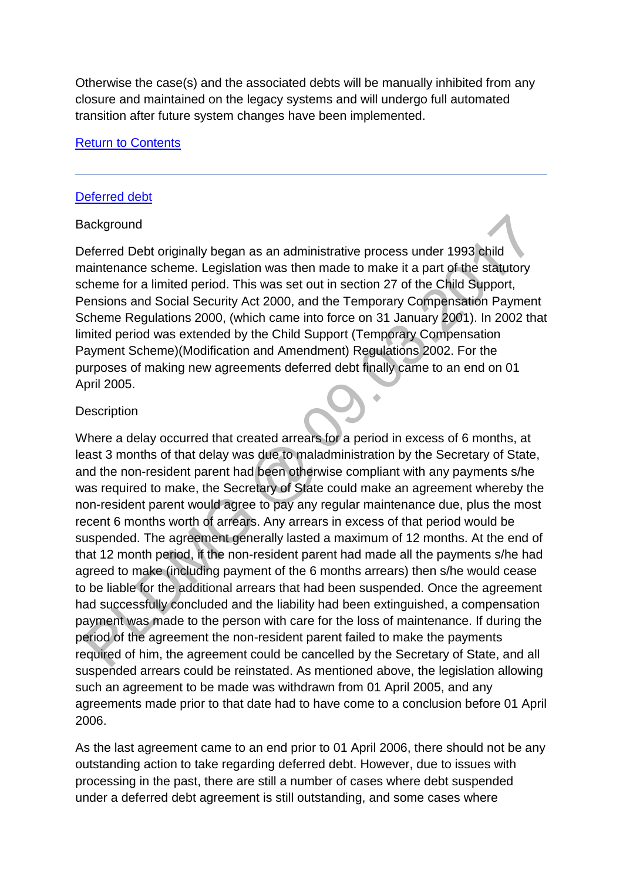Otherwise the case(s) and the associated debts will be manually inhibited from any closure and maintained on the legacy systems and will undergo full automated transition after future system changes have been implemented.

[Return to Contents]

---

## [Deferred debt]

### Background

Deferred Debt originally began as an administrative process under 1993 child maintenance scheme. Legislation was then made to make it a part of the statutory scheme for a limited period. This was set out in section 27 of the Child Support, Pensions and Social Security Act 2000, and the Temporary Compensation Payment Scheme Regulations 2000, (which came into force on 31 January 2001). In 2002 that limited period was extended by the Child Support (Temporary Compensation Payment Scheme)(Modification and Amendment) Regulations 2002. For the purposes of making new agreements deferred debt finally came to an end on 01 April 2005.

### Description

Where a delay occurred that created arrears for a period in excess of 6 months, at least 3 months of that delay was due to maladministration by the Secretary of State, and the non-resident parent had been otherwise compliant with any payments s/he was required to make, the Secretary of State could make an agreement whereby the non-resident parent would agree to pay any regular maintenance due, plus the most recent 6 months worth of arrears. Any arrears in excess of that period would be suspended. The agreement generally lasted a maximum of 12 months. At the end of that 12 month period, if the non-resident parent had made all the payments s/he had agreed to make (including payment of the 6 months arrears) then s/he would cease to be liable for the additional arrears that had been suspended. Once the agreement had successfully concluded and the liability had been extinguished, a compensation payment was made to the person with care for the loss of maintenance. If during the period of the agreement the non-resident parent failed to make the payments required of him, the agreement could be cancelled by the Secretary of State, and all suspended arrears could be reinstated. As mentioned above, the legislation allowing such an agreement to be made was withdrawn from 01 April 2005, and any agreements made prior to that date had to have come to a conclusion before 01 April 2006.

As the last agreement came to an end prior to 01 April 2006, there should not be any outstanding action to take regarding deferred debt. However, due to issues with processing in the past, there are still a number of cases where debt suspended under a deferred debt agreement is still outstanding, and some cases where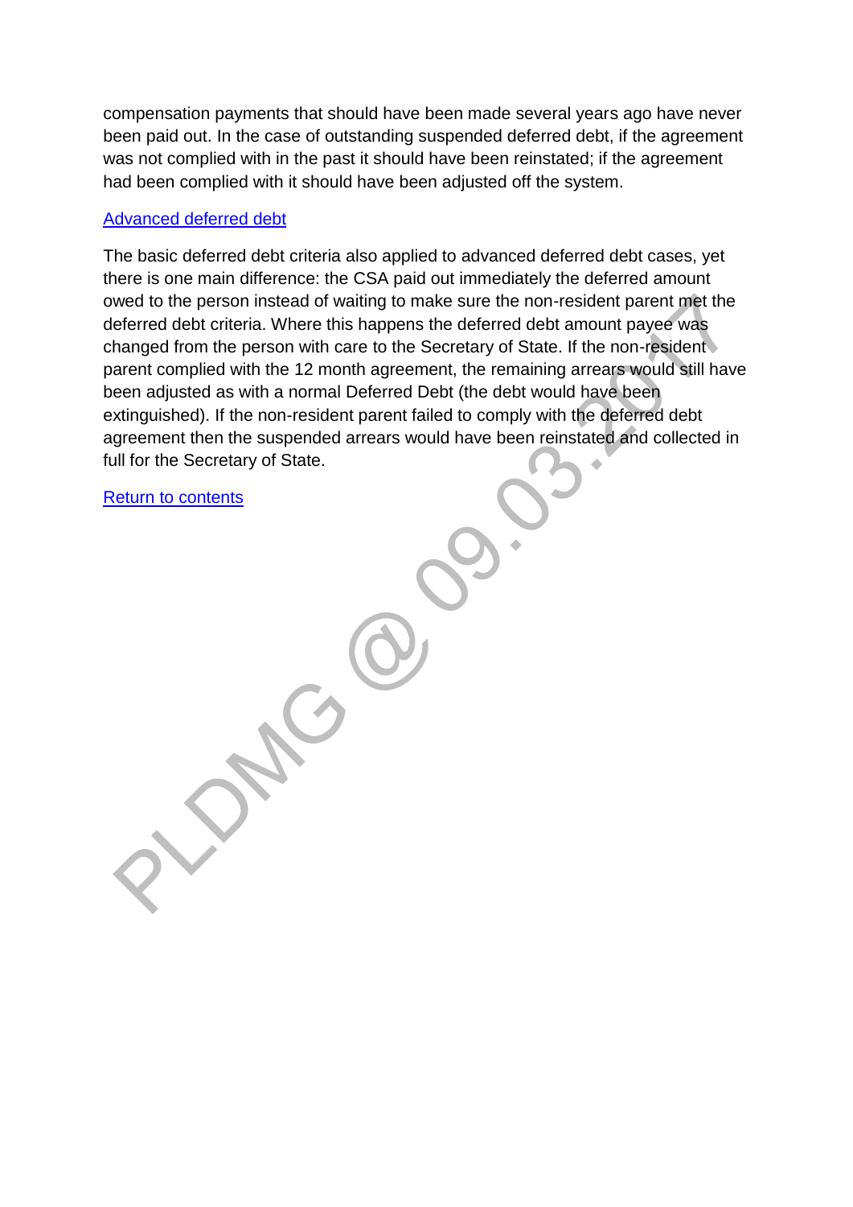compensation payments that should have been made several years ago have never been paid out. In the case of outstanding suspended deferred debt, if the agreement was not complied with in the past it should have been reinstated; if the agreement had been complied with it should have been adjusted off the system.

## Advanced deferred debt

The basic deferred debt criteria also applied to advanced deferred debt cases, yet there is one main difference: the CSA paid out immediately the deferred amount owed to the person instead of waiting to make sure the non-resident parent met the deferred debt criteria. Where this happens the deferred debt amount payee was changed from the person with care to the Secretary of State. If the non-resident parent complied with the 12 month agreement, the remaining arrears would still have been adjusted as with a normal Deferred Debt (the debt would have been extinguished). If the non-resident parent failed to comply with the deferred debt agreement then the suspended arrears would have been reinstated and collected in full for the Secretary of State.

Return to contents